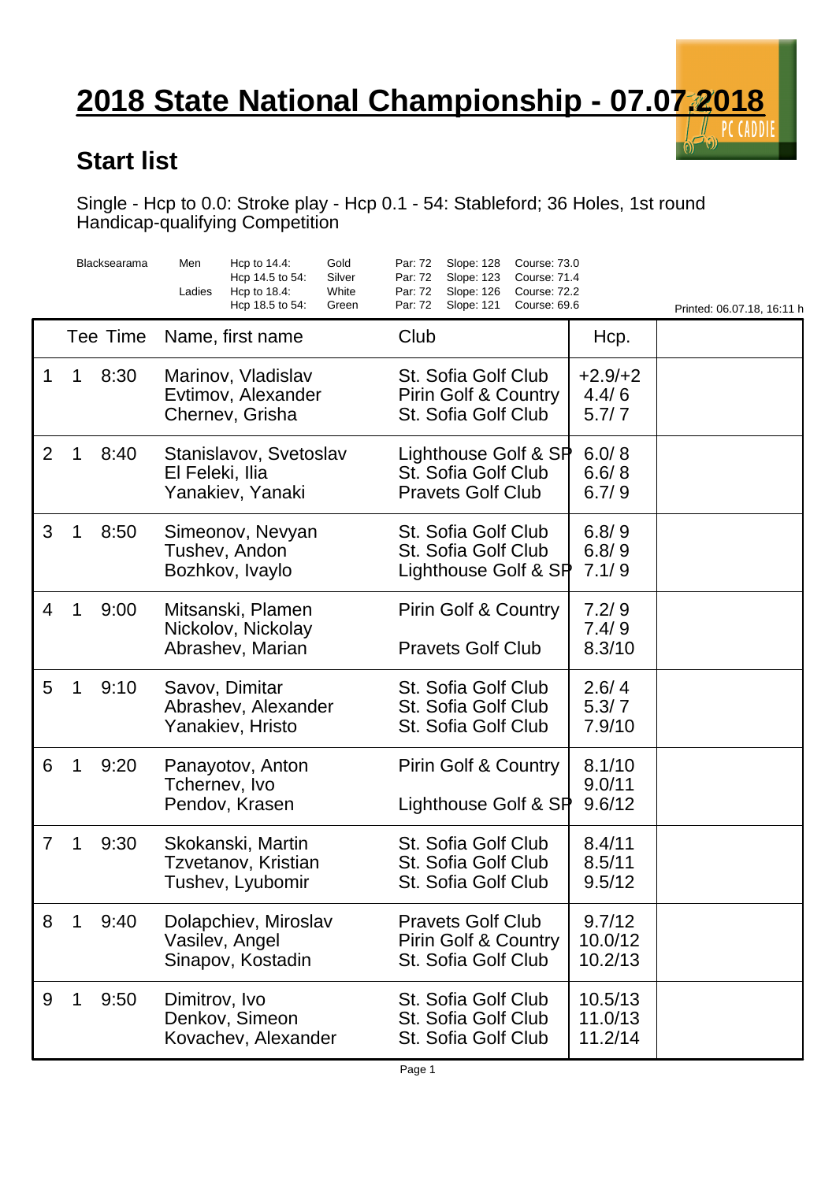# 2018 State National Championship - 07.07.2018

## Start list

Single - Hcp to 0.0: Stroke play - Hcp 0.1 - 54: Stableford; 36 Holes, 1st round
Handicap-qualifying Competition

| Blacksearama | Men | Hcp to 14.4: | Gold | Par: 72 | Slope: 128 | Course: 73.0 |
|---|---|---|---|---|---|---|
| | | Hcp 14.5 to 54: | Silver | Par: 72 | Slope: 123 | Course: 71.4 |
| | Ladies | Hcp to 18.4: | White | Par: 72 | Slope: 126 | Course: 72.2 |
| | | Hcp 18.5 to 54: | Green | Par: 72 | Slope: 121 | Course: 69.6 |

Printed: 06.07.18, 16:11 h

| | Tee | Time | Name, first name | Club | Hcp. | |
|---|---|---|---|---|---|---|
| 1 | 1 | 8:30 | Marinov, Vladislav<br>Evtimov, Alexander<br>Chernev, Grisha | St. Sofia Golf Club<br>Pirin Golf & Country<br>St. Sofia Golf Club | +2.9/+2<br>4.4/ 6<br>5.7/ 7 | |
| 2 | 1 | 8:40 | Stanislavov, Svetoslav<br>El Feleki, Ilia<br>Yanakiev, Yanaki | Lighthouse Golf & SP<br>St. Sofia Golf Club<br>Pravets Golf Club | 6.0/ 8<br>6.6/ 8<br>6.7/ 9 | |
| 3 | 1 | 8:50 | Simeonov, Nevyan<br>Tushev, Andon<br>Bozhkov, Ivaylo | St. Sofia Golf Club<br>St. Sofia Golf Club<br>Lighthouse Golf & SP | 6.8/ 9<br>6.8/ 9<br>7.1/ 9 | |
| 4 | 1 | 9:00 | Mitsanski, Plamen<br>Nickolov, Nickolay<br>Abrashev, Marian | Pirin Golf & Country<br><br>Pravets Golf Club | 7.2/ 9<br>7.4/ 9<br>8.3/10 | |
| 5 | 1 | 9:10 | Savov, Dimitar<br>Abrashev, Alexander<br>Yanakiev, Hristo | St. Sofia Golf Club<br>St. Sofia Golf Club<br>St. Sofia Golf Club | 2.6/ 4<br>5.3/ 7<br>7.9/10 | |
| 6 | 1 | 9:20 | Panayotov, Anton<br>Tchernev, Ivo<br>Pendov, Krasen | Pirin Golf & Country<br><br>Lighthouse Golf & SP | 8.1/10<br>9.0/11<br>9.6/12 | |
| 7 | 1 | 9:30 | Skokanski, Martin<br>Tzvetanov, Kristian<br>Tushev, Lyubomir | St. Sofia Golf Club<br>St. Sofia Golf Club<br>St. Sofia Golf Club | 8.4/11<br>8.5/11<br>9.5/12 | |
| 8 | 1 | 9:40 | Dolapchiev, Miroslav<br>Vasilev, Angel<br>Sinapov, Kostadin | Pravets Golf Club<br>Pirin Golf & Country<br>St. Sofia Golf Club | 9.7/12<br>10.0/12<br>10.2/13 | |
| 9 | 1 | 9:50 | Dimitrov, Ivo<br>Denkov, Simeon<br>Kovachev, Alexander | St. Sofia Golf Club<br>St. Sofia Golf Club<br>St. Sofia Golf Club | 10.5/13<br>11.0/13<br>11.2/14 | |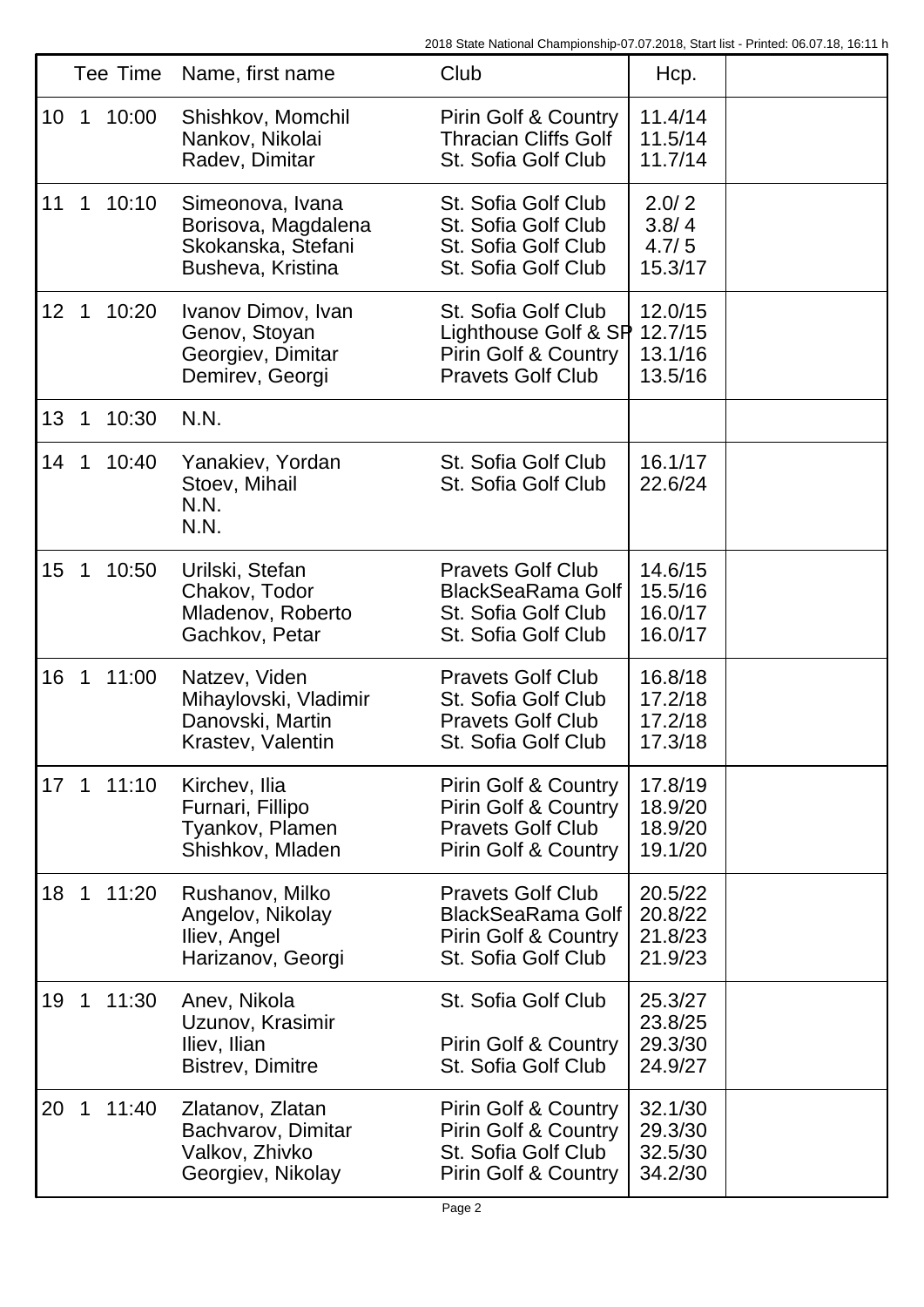| | | Tee Time | Name, first name | Club | Hcp. | |
|---|---|---|---|---|---|---|
| 10 | 1 | 10:00 | Shishkov, Momchil<br>Nankov, Nikolai<br>Radev, Dimitar | Pirin Golf & Country<br>Thracian Cliffs Golf<br>St. Sofia Golf Club | 11.4/14<br>11.5/14<br>11.7/14 | |
| 11 | 1 | 10:10 | Simeonova, Ivana<br>Borisova, Magdalena<br>Skokanska, Stefani<br>Busheva, Kristina | St. Sofia Golf Club<br>St. Sofia Golf Club<br>St. Sofia Golf Club<br>St. Sofia Golf Club | 2.0/ 2<br>3.8/ 4<br>4.7/ 5<br>15.3/17 | |
| 12 | 1 | 10:20 | Ivanov Dimov, Ivan<br>Genov, Stoyan<br>Georgiev, Dimitar<br>Demirev, Georgi | St. Sofia Golf Club<br>Lighthouse Golf & SP<br>Pirin Golf & Country<br>Pravets Golf Club | 12.0/15<br>12.7/15<br>13.1/16<br>13.5/16 | |
| 13 | 1 | 10:30 | N.N. | | | |
| 14 | 1 | 10:40 | Yanakiev, Yordan<br>Stoev, Mihail<br>N.N.<br>N.N. | St. Sofia Golf Club<br>St. Sofia Golf Club | 16.1/17<br>22.6/24 | |
| 15 | 1 | 10:50 | Urilski, Stefan<br>Chakov, Todor<br>Mladenov, Roberto<br>Gachkov, Petar | Pravets Golf Club<br>BlackSeaRama Golf<br>St. Sofia Golf Club<br>St. Sofia Golf Club | 14.6/15<br>15.5/16<br>16.0/17<br>16.0/17 | |
| 16 | 1 | 11:00 | Natzev, Viden<br>Mihaylovski, Vladimir<br>Danovski, Martin<br>Krastev, Valentin | Pravets Golf Club<br>St. Sofia Golf Club<br>Pravets Golf Club<br>St. Sofia Golf Club | 16.8/18<br>17.2/18<br>17.2/18<br>17.3/18 | |
| 17 | 1 | 11:10 | Kirchev, Ilia<br>Furnari, Fillipo<br>Tyankov, Plamen<br>Shishkov, Mladen | Pirin Golf & Country<br>Pirin Golf & Country<br>Pravets Golf Club<br>Pirin Golf & Country | 17.8/19<br>18.9/20<br>18.9/20<br>19.1/20 | |
| 18 | 1 | 11:20 | Rushanov, Milko<br>Angelov, Nikolay<br>Iliev, Angel<br>Harizanov, Georgi | Pravets Golf Club<br>BlackSeaRama Golf<br>Pirin Golf & Country<br>St. Sofia Golf Club | 20.5/22<br>20.8/22<br>21.8/23<br>21.9/23 | |
| 19 | 1 | 11:30 | Anev, Nikola<br>Uzunov, Krasimir<br>Iliev, Ilian<br>Bistrev, Dimitre | St. Sofia Golf Club<br><br>Pirin Golf & Country<br>St. Sofia Golf Club | 25.3/27<br>23.8/25<br>29.3/30<br>24.9/27 | |
| 20 | 1 | 11:40 | Zlatanov, Zlatan<br>Bachvarov, Dimitar<br>Valkov, Zhivko<br>Georgiev, Nikolay | Pirin Golf & Country<br>Pirin Golf & Country<br>St. Sofia Golf Club<br>Pirin Golf & Country | 32.1/30<br>29.3/30<br>32.5/30<br>34.2/30 | |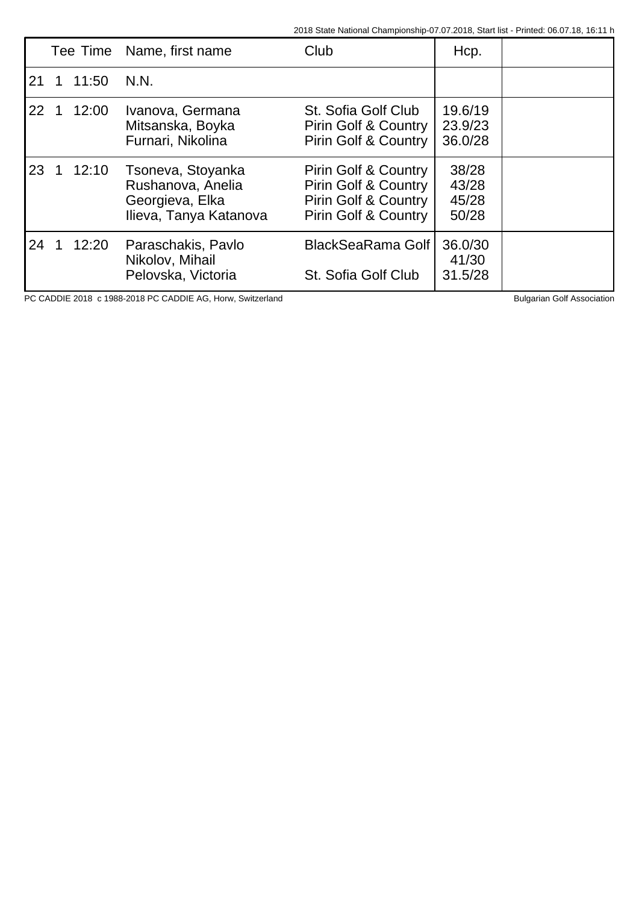| | | Tee Time | Name, first name | Club | Hcp. | |
|---|---|---|---|---|---|---|
| 21 | 1 | 11:50 | N.N. | | | |
| 22 | 1 | 12:00 | Ivanova, Germana<br>Mitsanska, Boyka<br>Furnari, Nikolina | St. Sofia Golf Club<br>Pirin Golf & Country<br>Pirin Golf & Country | 19.6/19<br>23.9/23<br>36.0/28 | |
| 23 | 1 | 12:10 | Tsoneva, Stoyanka<br>Rushanova, Anelia<br>Georgieva, Elka<br>Ilieva, Tanya Katanova | Pirin Golf & Country<br>Pirin Golf & Country<br>Pirin Golf & Country<br>Pirin Golf & Country | 38/28<br>43/28<br>45/28<br>50/28 | |
| 24 | 1 | 12:20 | Paraschakis, Pavlo<br>Nikolov, Mihail<br>Pelovska, Victoria | BlackSeaRama Golf<br><br>St. Sofia Golf Club | 36.0/30<br>41/30<br>31.5/28 | |